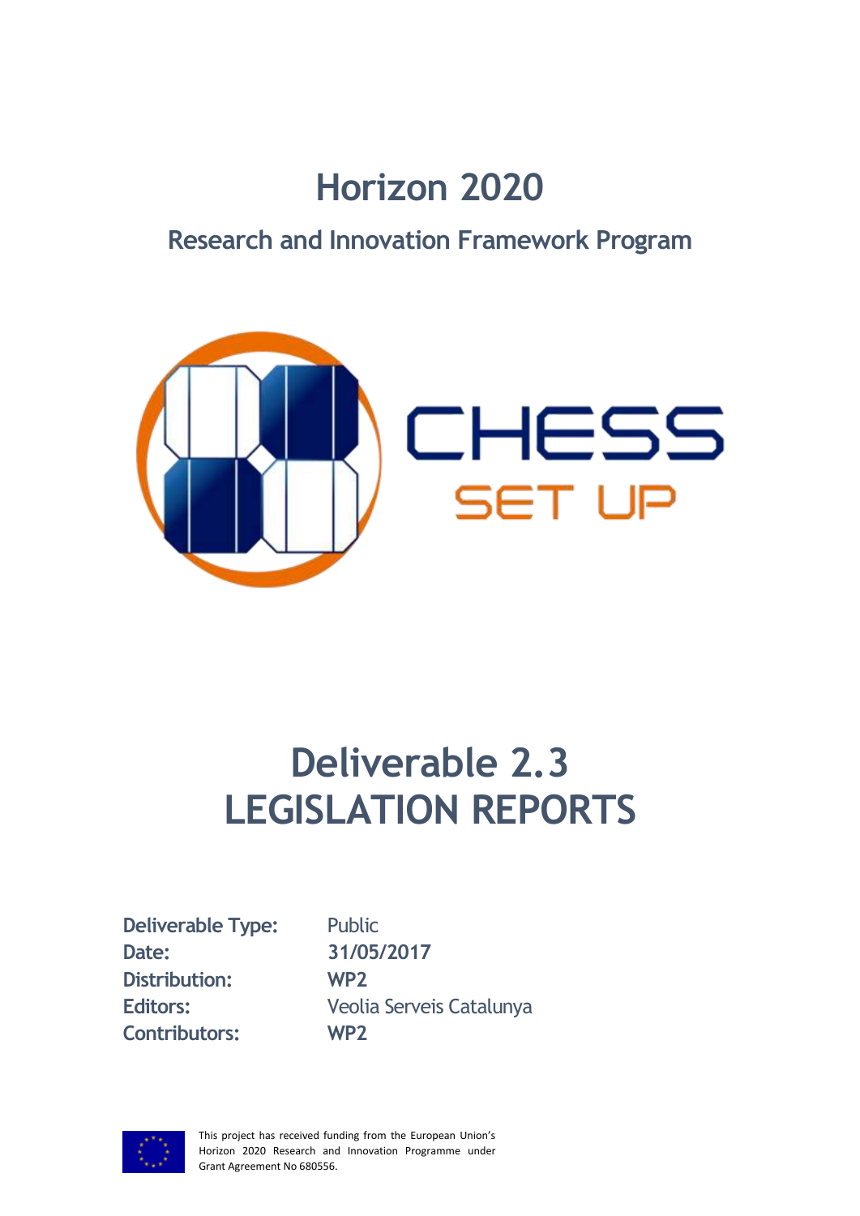# Horizon 2020

## Research and Innovation Framework Program

CHESS

SET UP

# Deliverable 2.3 LEGISLATION REPORTS

**Deliverable Type:** Public
**Date:** 31/05/2017
**Distribution:** WP2
**Editors:** Veolia Serveis Catalunya
**Contributors:** WP2

This project has received funding from the European Union's Horizon 2020 Research and Innovation Programme under Grant Agreement No 680556.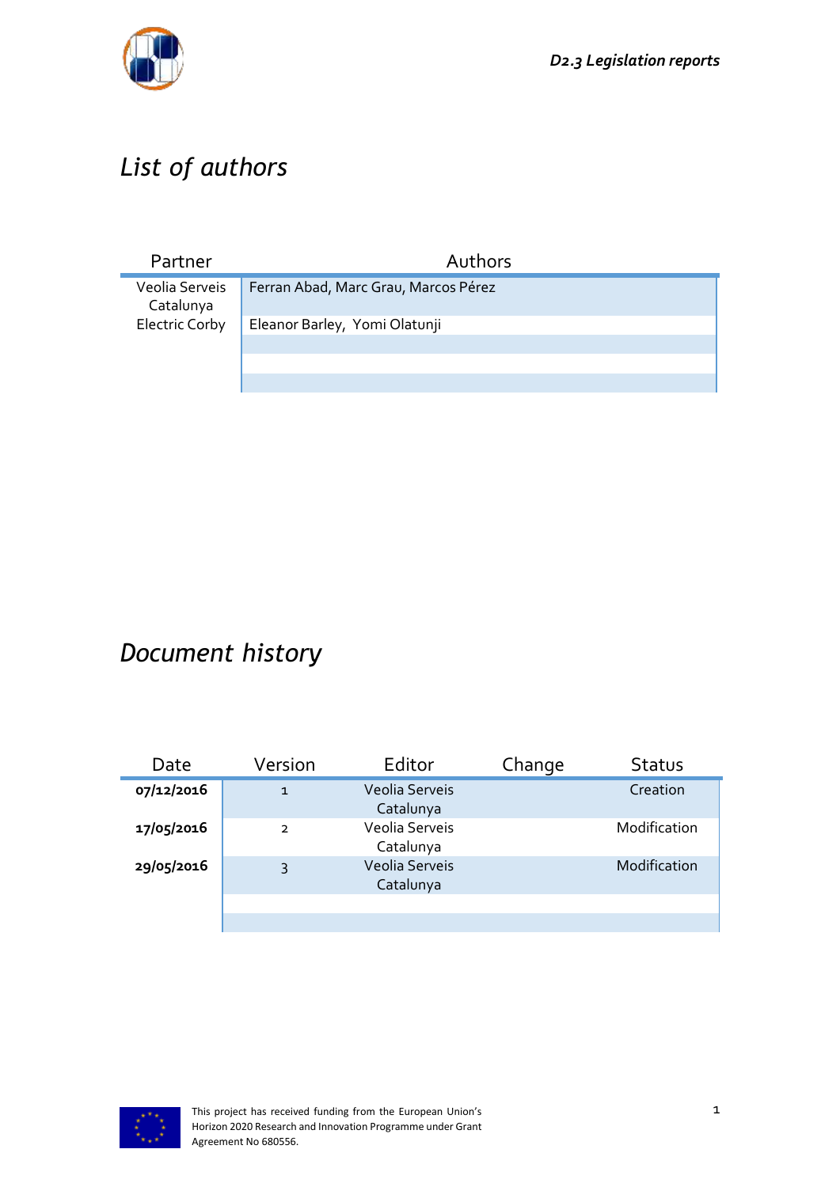# *List of authors*

| Partner | Authors |
|---|---|
| Veolia Serveis Catalunya | Ferran Abad, Marc Grau, Marcos Pérez |
| Electric Corby | Eleanor Barley, Yomi Olatunji |
| | |
| | |
| | |

# *Document history*

| Date | Version | Editor | Change | Status |
|---|---|---|---|---|
| **07/12/2016** | 1 | Veolia Serveis Catalunya | | Creation |
| **17/05/2016** | 2 | Veolia Serveis Catalunya | | Modification |
| **29/05/2016** | 3 | Veolia Serveis Catalunya | | Modification |
| | | | | |
| | | | | |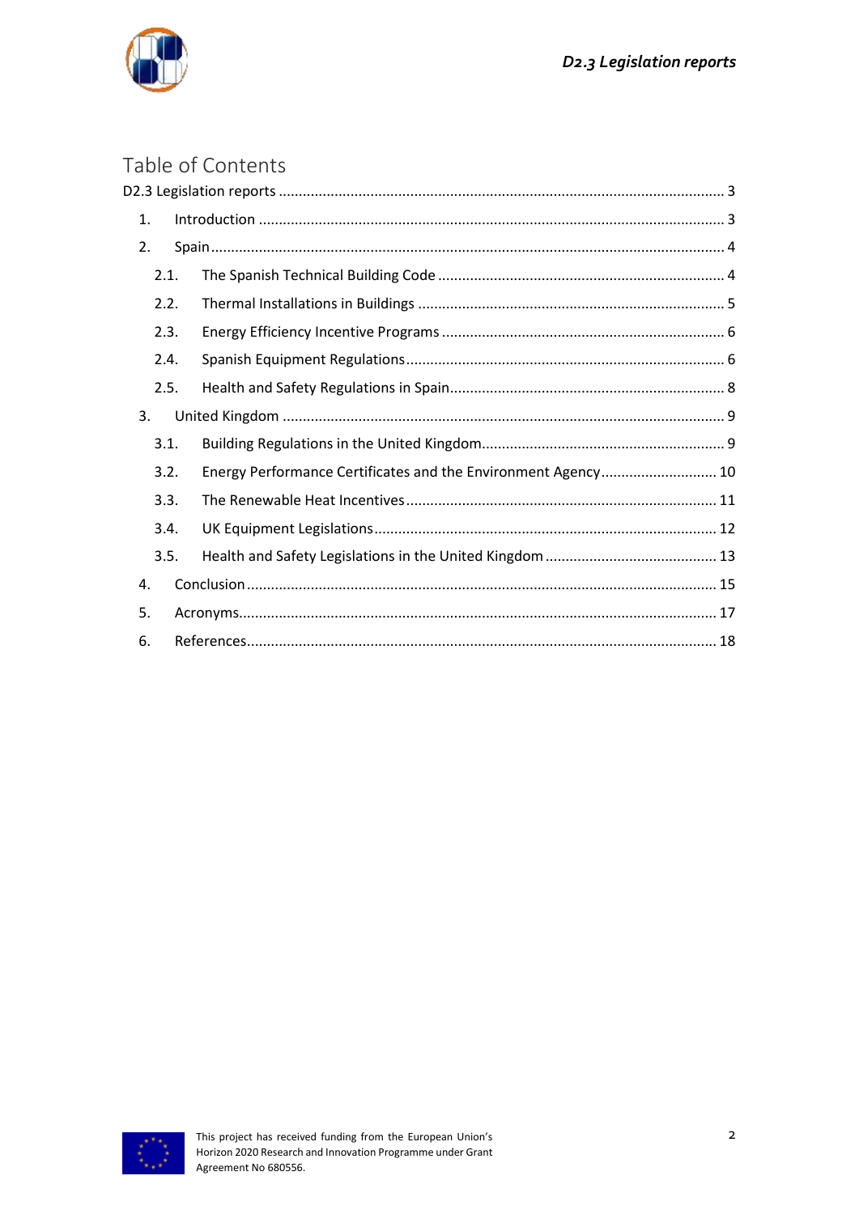# Table of Contents

D2.3 Legislation reports ........ 3

1. Introduction ........ 3
2. Spain ........ 4
   - 2.1. The Spanish Technical Building Code ........ 4
   - 2.2. Thermal Installations in Buildings ........ 5
   - 2.3. Energy Efficiency Incentive Programs ........ 6
   - 2.4. Spanish Equipment Regulations ........ 6
   - 2.5. Health and Safety Regulations in Spain ........ 8
3. United Kingdom ........ 9
   - 3.1. Building Regulations in the United Kingdom ........ 9
   - 3.2. Energy Performance Certificates and the Environment Agency ........ 10
   - 3.3. The Renewable Heat Incentives ........ 11
   - 3.4. UK Equipment Legislations ........ 12
   - 3.5. Health and Safety Legislations in the United Kingdom ........ 13
4. Conclusion ........ 15
5. Acronyms ........ 17
6. References ........ 18

This project has received funding from the European Union's Horizon 2020 Research and Innovation Programme under Grant Agreement No 680556.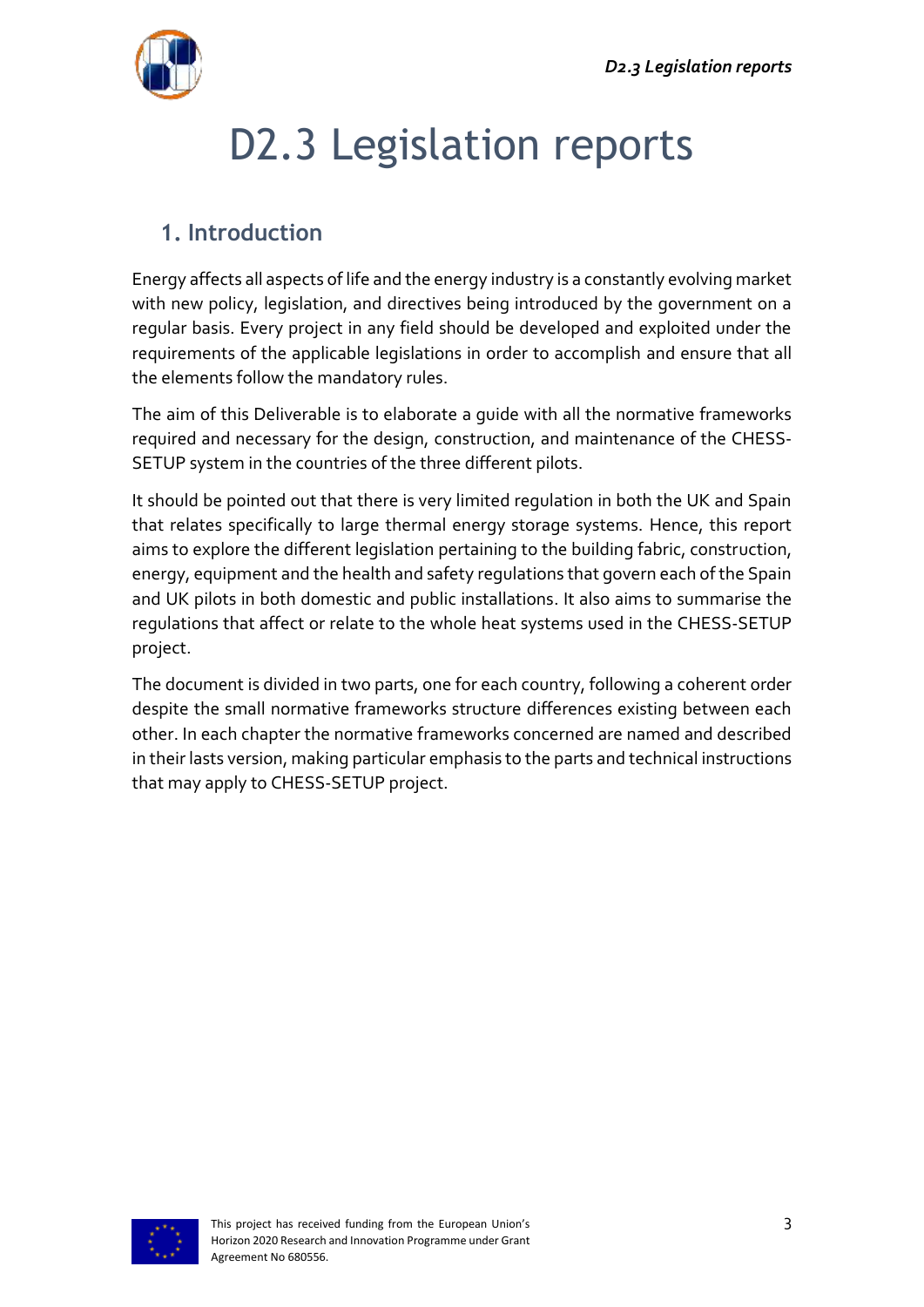# D2.3 Legislation reports

## 1. Introduction

Energy affects all aspects of life and the energy industry is a constantly evolving market with new policy, legislation, and directives being introduced by the government on a regular basis. Every project in any field should be developed and exploited under the requirements of the applicable legislations in order to accomplish and ensure that all the elements follow the mandatory rules.

The aim of this Deliverable is to elaborate a guide with all the normative frameworks required and necessary for the design, construction, and maintenance of the CHESS-SETUP system in the countries of the three different pilots.

It should be pointed out that there is very limited regulation in both the UK and Spain that relates specifically to large thermal energy storage systems. Hence, this report aims to explore the different legislation pertaining to the building fabric, construction, energy, equipment and the health and safety regulations that govern each of the Spain and UK pilots in both domestic and public installations. It also aims to summarise the regulations that affect or relate to the whole heat systems used in the CHESS-SETUP project.

The document is divided in two parts, one for each country, following a coherent order despite the small normative frameworks structure differences existing between each other. In each chapter the normative frameworks concerned are named and described in their lasts version, making particular emphasis to the parts and technical instructions that may apply to CHESS-SETUP project.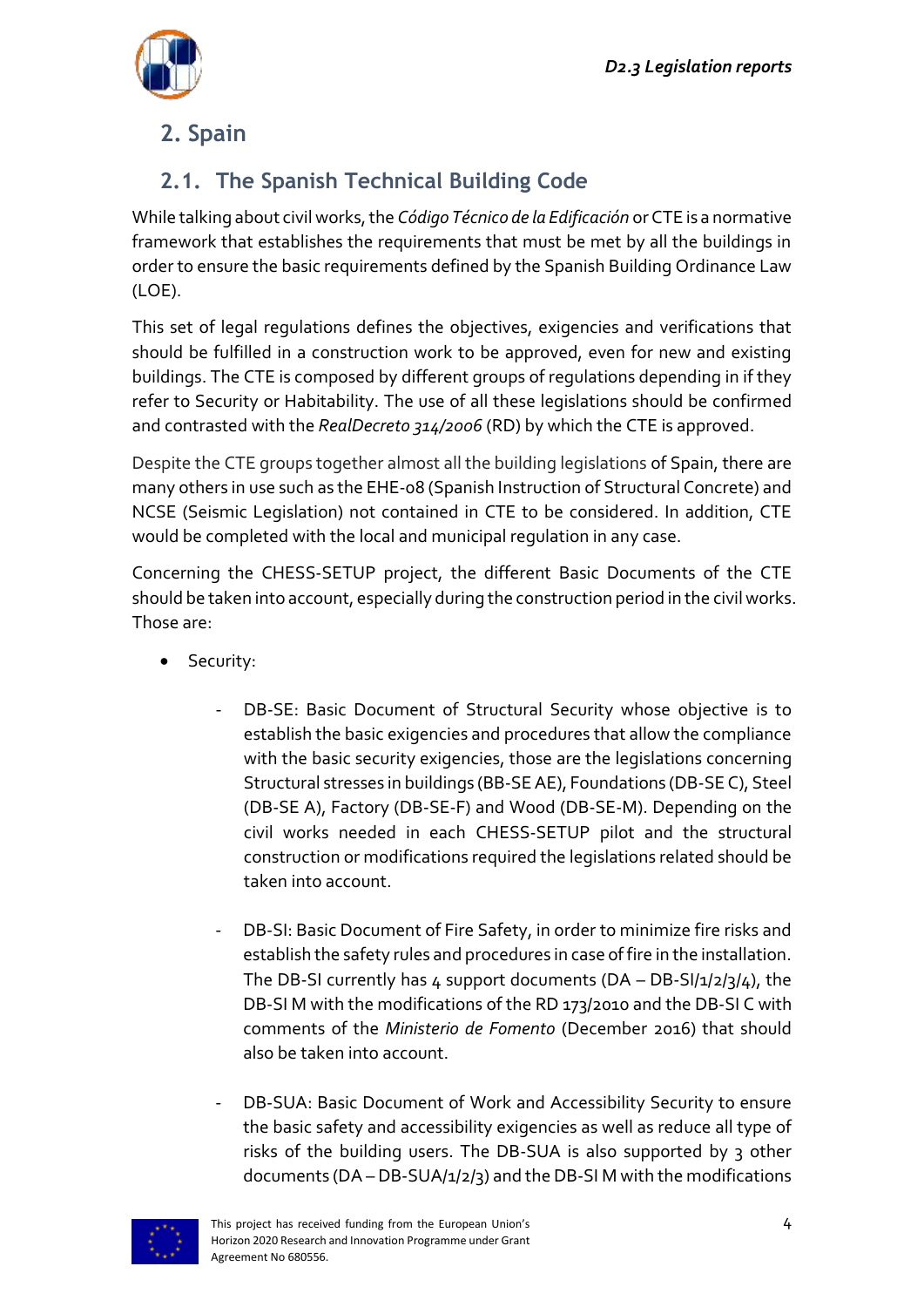## 2. Spain

### 2.1. The Spanish Technical Building Code

While talking about civil works, the *Código Técnico de la Edificación* or CTE is a normative framework that establishes the requirements that must be met by all the buildings in order to ensure the basic requirements defined by the Spanish Building Ordinance Law (LOE).

This set of legal regulations defines the objectives, exigencies and verifications that should be fulfilled in a construction work to be approved, even for new and existing buildings. The CTE is composed by different groups of regulations depending in if they refer to Security or Habitability. The use of all these legislations should be confirmed and contrasted with the *RealDecreto 314/2006* (RD) by which the CTE is approved.

Despite the CTE groups together almost all the building legislations of Spain, there are many others in use such as the EHE-08 (Spanish Instruction of Structural Concrete) and NCSE (Seismic Legislation) not contained in CTE to be considered. In addition, CTE would be completed with the local and municipal regulation in any case.

Concerning the CHESS-SETUP project, the different Basic Documents of the CTE should be taken into account, especially during the construction period in the civil works. Those are:

- Security:
  - DB-SE: Basic Document of Structural Security whose objective is to establish the basic exigencies and procedures that allow the compliance with the basic security exigencies, those are the legislations concerning Structural stresses in buildings (BB-SE AE), Foundations (DB-SE C), Steel (DB-SE A), Factory (DB-SE-F) and Wood (DB-SE-M). Depending on the civil works needed in each CHESS-SETUP pilot and the structural construction or modifications required the legislations related should be taken into account.
  - DB-SI: Basic Document of Fire Safety, in order to minimize fire risks and establish the safety rules and procedures in case of fire in the installation. The DB-SI currently has 4 support documents (DA – DB-SI/1/2/3/4), the DB-SI M with the modifications of the RD 173/2010 and the DB-SI C with comments of the *Ministerio de Fomento* (December 2016) that should also be taken into account.
  - DB-SUA: Basic Document of Work and Accessibility Security to ensure the basic safety and accessibility exigencies as well as reduce all type of risks of the building users. The DB-SUA is also supported by 3 other documents (DA – DB-SUA/1/2/3) and the DB-SI M with the modifications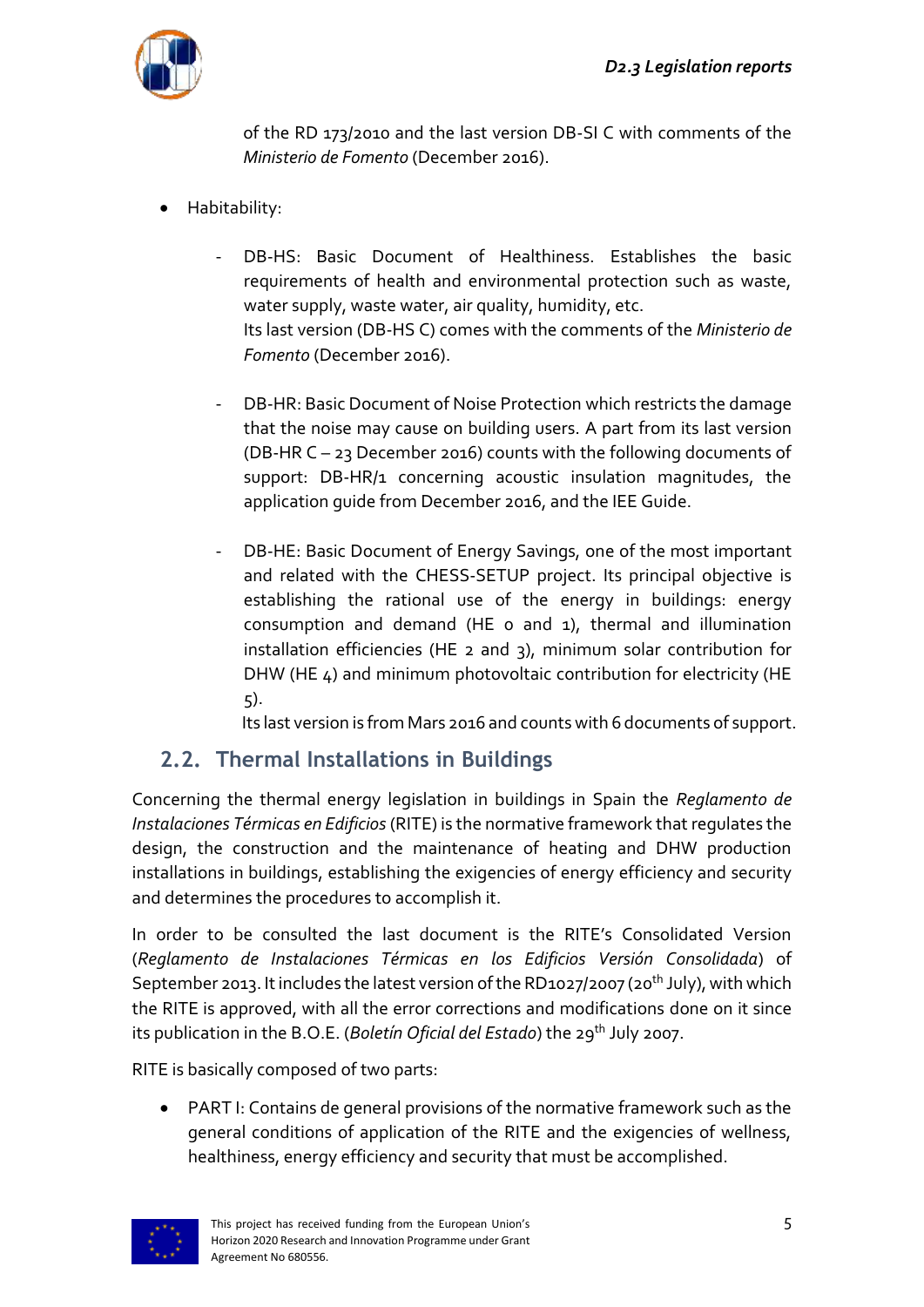of the RD 173/2010 and the last version DB-SI C with comments of the *Ministerio de Fomento* (December 2016).

- Habitability:
  - DB-HS: Basic Document of Healthiness. Establishes the basic requirements of health and environmental protection such as waste, water supply, waste water, air quality, humidity, etc.
    Its last version (DB-HS C) comes with the comments of the *Ministerio de Fomento* (December 2016).
  - DB-HR: Basic Document of Noise Protection which restricts the damage that the noise may cause on building users. A part from its last version (DB-HR C – 23 December 2016) counts with the following documents of support: DB-HR/1 concerning acoustic insulation magnitudes, the application guide from December 2016, and the IEE Guide.
  - DB-HE: Basic Document of Energy Savings, one of the most important and related with the CHESS-SETUP project. Its principal objective is establishing the rational use of the energy in buildings: energy consumption and demand (HE 0 and 1), thermal and illumination installation efficiencies (HE 2 and 3), minimum solar contribution for DHW (HE 4) and minimum photovoltaic contribution for electricity (HE 5).
    Its last version is from Mars 2016 and counts with 6 documents of support.

## 2.2. Thermal Installations in Buildings

Concerning the thermal energy legislation in buildings in Spain the *Reglamento de Instalaciones Térmicas en Edificios* (RITE) is the normative framework that regulates the design, the construction and the maintenance of heating and DHW production installations in buildings, establishing the exigencies of energy efficiency and security and determines the procedures to accomplish it.

In order to be consulted the last document is the RITE's Consolidated Version (*Reglamento de Instalaciones Térmicas en los Edificios Versión Consolidada*) of September 2013. It includes the latest version of the RD1027/2007 (20th July), with which the RITE is approved, with all the error corrections and modifications done on it since its publication in the B.O.E. (*Boletín Oficial del Estado*) the 29th July 2007.

RITE is basically composed of two parts:

- PART I: Contains de general provisions of the normative framework such as the general conditions of application of the RITE and the exigencies of wellness, healthiness, energy efficiency and security that must be accomplished.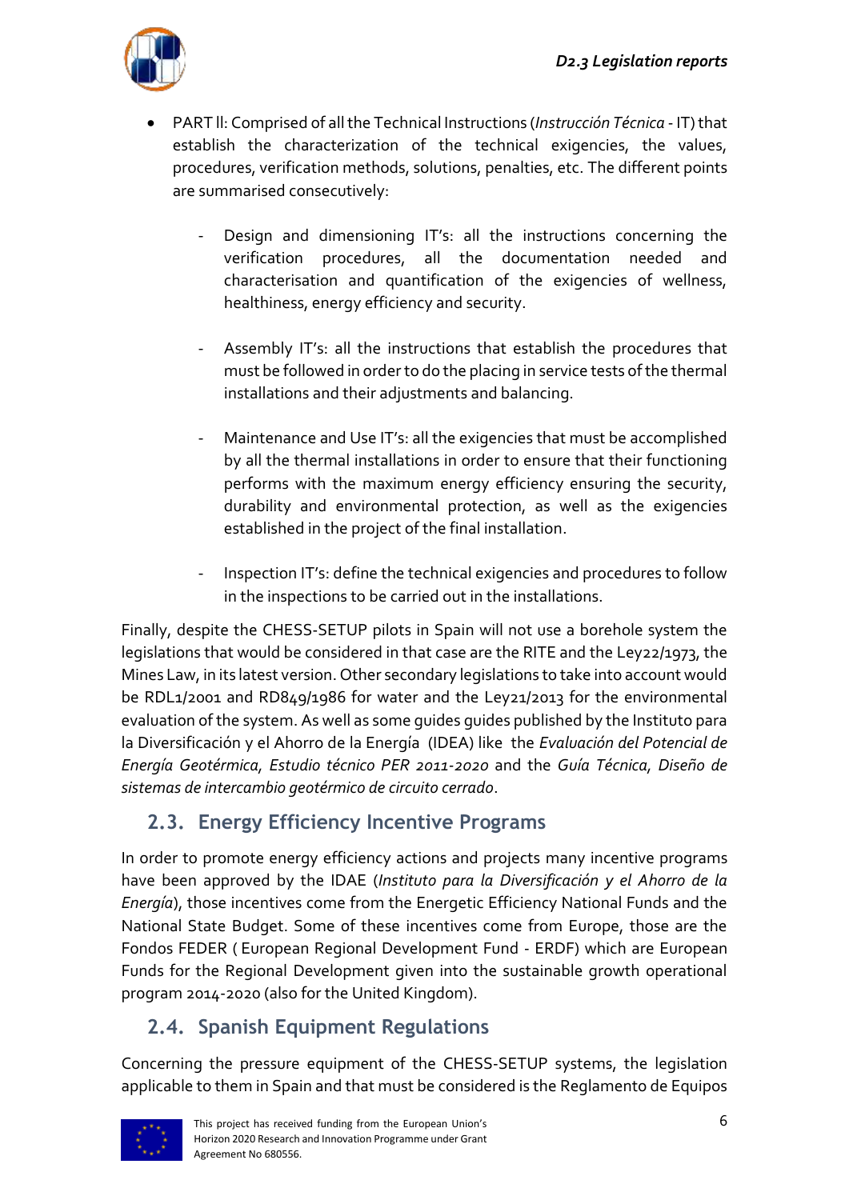- PART ll: Comprised of all the Technical Instructions (*Instrucción Técnica* - IT) that establish the characterization of the technical exigencies, the values, procedures, verification methods, solutions, penalties, etc. The different points are summarised consecutively:

    - Design and dimensioning IT's: all the instructions concerning the verification procedures, all the documentation needed and characterisation and quantification of the exigencies of wellness, healthiness, energy efficiency and security.

    - Assembly IT's: all the instructions that establish the procedures that must be followed in order to do the placing in service tests of the thermal installations and their adjustments and balancing.

    - Maintenance and Use IT's: all the exigencies that must be accomplished by all the thermal installations in order to ensure that their functioning performs with the maximum energy efficiency ensuring the security, durability and environmental protection, as well as the exigencies established in the project of the final installation.

    - Inspection IT's: define the technical exigencies and procedures to follow in the inspections to be carried out in the installations.

Finally, despite the CHESS-SETUP pilots in Spain will not use a borehole system the legislations that would be considered in that case are the RITE and the Ley22/1973, the Mines Law, in its latest version. Other secondary legislations to take into account would be RDL1/2001 and RD849/1986 for water and the Ley21/2013 for the environmental evaluation of the system. As well as some guides guides published by the Instituto para la Diversificación y el Ahorro de la Energía (IDEA) like the *Evaluación del Potencial de Energía Geotérmica, Estudio técnico PER 2011-2020* and the *Guía Técnica, Diseño de sistemas de intercambio geotérmico de circuito cerrado*.

## 2.3. Energy Efficiency Incentive Programs

In order to promote energy efficiency actions and projects many incentive programs have been approved by the IDAE (*Instituto para la Diversificación y el Ahorro de la Energía*), those incentives come from the Energetic Efficiency National Funds and the National State Budget. Some of these incentives come from Europe, those are the Fondos FEDER ( European Regional Development Fund - ERDF) which are European Funds for the Regional Development given into the sustainable growth operational program 2014-2020 (also for the United Kingdom).

## 2.4. Spanish Equipment Regulations

Concerning the pressure equipment of the CHESS-SETUP systems, the legislation applicable to them in Spain and that must be considered is the Reglamento de Equipos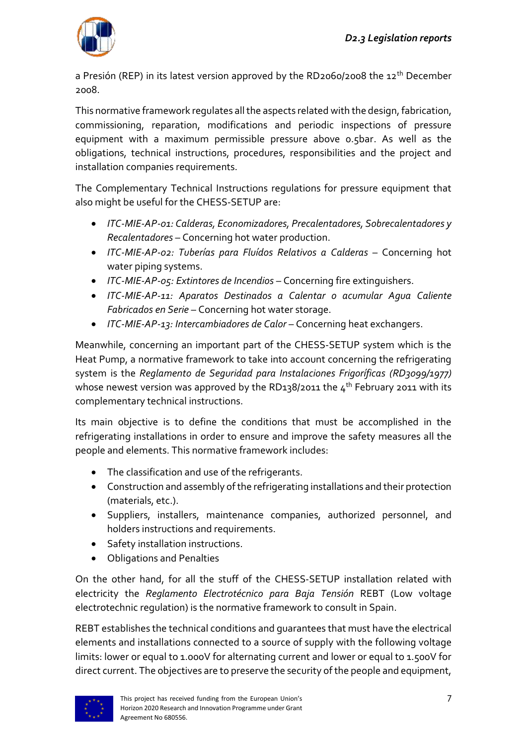a Presión (REP) in its latest version approved by the RD2060/2008 the 12th December 2008.

This normative framework regulates all the aspects related with the design, fabrication, commissioning, reparation, modifications and periodic inspections of pressure equipment with a maximum permissible pressure above 0.5bar. As well as the obligations, technical instructions, procedures, responsibilities and the project and installation companies requirements.

The Complementary Technical Instructions regulations for pressure equipment that also might be useful for the CHESS-SETUP are:

- *ITC-MIE-AP-01: Calderas, Economizadores, Precalentadores, Sobrecalentadores y Recalentadores* – Concerning hot water production.
- *ITC-MIE-AP-02: Tuberías para Fluídos Relativos a Calderas* – Concerning hot water piping systems.
- *ITC-MIE-AP-05: Extintores de Incendios* – Concerning fire extinguishers.
- *ITC-MIE-AP-11: Aparatos Destinados a Calentar o acumular Agua Caliente Fabricados en Serie* – Concerning hot water storage.
- *ITC-MIE-AP-13: Intercambiadores de Calor* – Concerning heat exchangers.

Meanwhile, concerning an important part of the CHESS-SETUP system which is the Heat Pump, a normative framework to take into account concerning the refrigerating system is the *Reglamento de Seguridad para Instalaciones Frigoríficas (RD3099/1977)* whose newest version was approved by the RD138/2011 the 4th February 2011 with its complementary technical instructions.

Its main objective is to define the conditions that must be accomplished in the refrigerating installations in order to ensure and improve the safety measures all the people and elements. This normative framework includes:

- The classification and use of the refrigerants.
- Construction and assembly of the refrigerating installations and their protection (materials, etc.).
- Suppliers, installers, maintenance companies, authorized personnel, and holders instructions and requirements.
- Safety installation instructions.
- Obligations and Penalties

On the other hand, for all the stuff of the CHESS-SETUP installation related with electricity the *Reglamento Electrotécnico para Baja Tensión* REBT (Low voltage electrotechnic regulation) is the normative framework to consult in Spain.

REBT establishes the technical conditions and guarantees that must have the electrical elements and installations connected to a source of supply with the following voltage limits: lower or equal to 1.000V for alternating current and lower or equal to 1.500V for direct current. The objectives are to preserve the security of the people and equipment,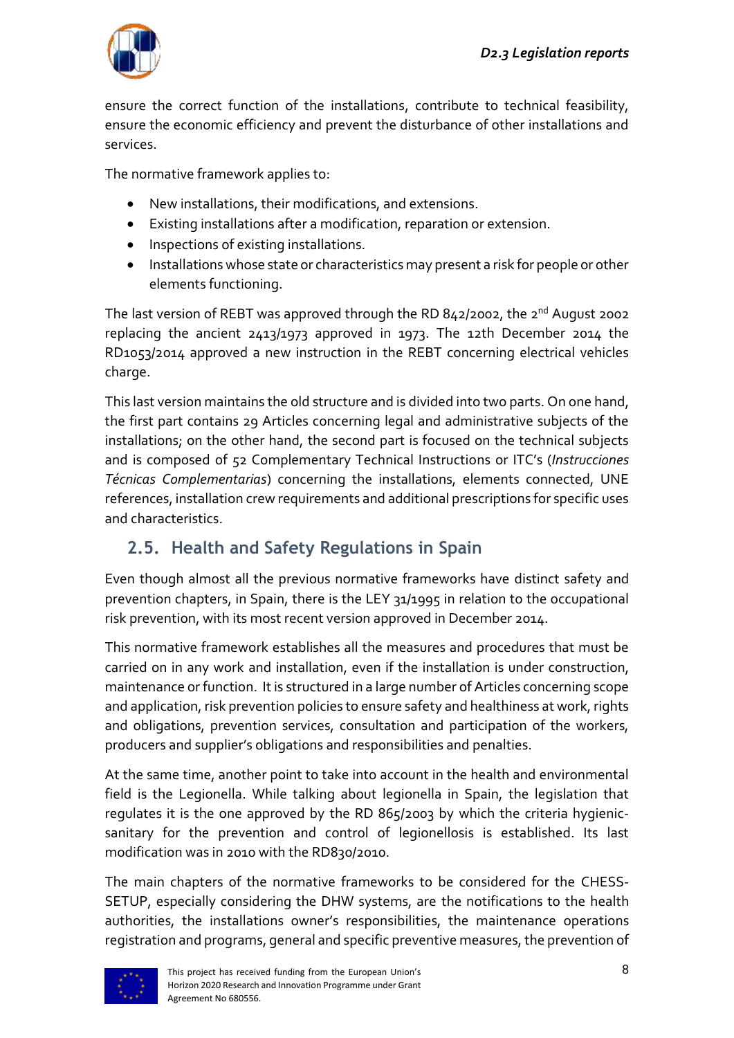ensure the correct function of the installations, contribute to technical feasibility, ensure the economic efficiency and prevent the disturbance of other installations and services.

The normative framework applies to:

- New installations, their modifications, and extensions.
- Existing installations after a modification, reparation or extension.
- Inspections of existing installations.
- Installations whose state or characteristics may present a risk for people or other elements functioning.

The last version of REBT was approved through the RD 842/2002, the 2nd August 2002 replacing the ancient 2413/1973 approved in 1973. The 12th December 2014 the RD1053/2014 approved a new instruction in the REBT concerning electrical vehicles charge.

This last version maintains the old structure and is divided into two parts. On one hand, the first part contains 29 Articles concerning legal and administrative subjects of the installations; on the other hand, the second part is focused on the technical subjects and is composed of 52 Complementary Technical Instructions or ITC's (*Instrucciones Técnicas Complementarias*) concerning the installations, elements connected, UNE references, installation crew requirements and additional prescriptions for specific uses and characteristics.

## 2.5. Health and Safety Regulations in Spain

Even though almost all the previous normative frameworks have distinct safety and prevention chapters, in Spain, there is the LEY 31/1995 in relation to the occupational risk prevention, with its most recent version approved in December 2014.

This normative framework establishes all the measures and procedures that must be carried on in any work and installation, even if the installation is under construction, maintenance or function. It is structured in a large number of Articles concerning scope and application, risk prevention policies to ensure safety and healthiness at work, rights and obligations, prevention services, consultation and participation of the workers, producers and supplier's obligations and responsibilities and penalties.

At the same time, another point to take into account in the health and environmental field is the Legionella. While talking about legionella in Spain, the legislation that regulates it is the one approved by the RD 865/2003 by which the criteria hygienic-sanitary for the prevention and control of legionellosis is established. Its last modification was in 2010 with the RD830/2010.

The main chapters of the normative frameworks to be considered for the CHESS-SETUP, especially considering the DHW systems, are the notifications to the health authorities, the installations owner's responsibilities, the maintenance operations registration and programs, general and specific preventive measures, the prevention of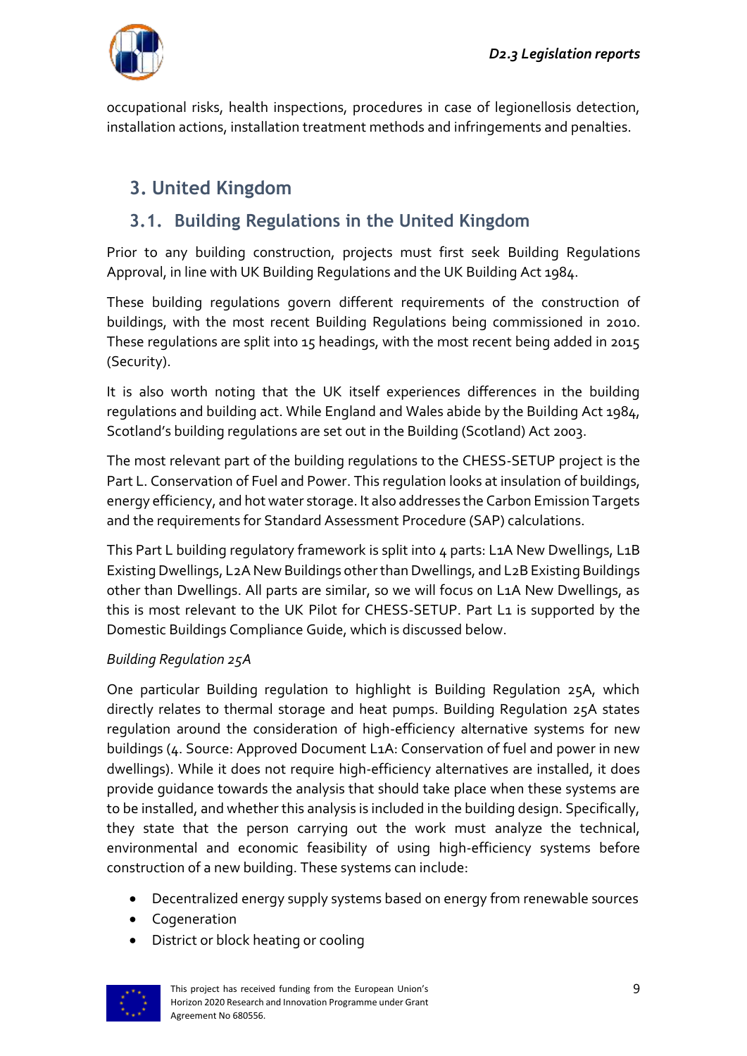occupational risks, health inspections, procedures in case of legionellosis detection, installation actions, installation treatment methods and infringements and penalties.

# 3. United Kingdom

## 3.1. Building Regulations in the United Kingdom

Prior to any building construction, projects must first seek Building Regulations Approval, in line with UK Building Regulations and the UK Building Act 1984.

These building regulations govern different requirements of the construction of buildings, with the most recent Building Regulations being commissioned in 2010. These regulations are split into 15 headings, with the most recent being added in 2015 (Security).

It is also worth noting that the UK itself experiences differences in the building regulations and building act. While England and Wales abide by the Building Act 1984, Scotland's building regulations are set out in the Building (Scotland) Act 2003.

The most relevant part of the building regulations to the CHESS-SETUP project is the Part L. Conservation of Fuel and Power. This regulation looks at insulation of buildings, energy efficiency, and hot water storage. It also addresses the Carbon Emission Targets and the requirements for Standard Assessment Procedure (SAP) calculations.

This Part L building regulatory framework is split into 4 parts: L1A New Dwellings, L1B Existing Dwellings, L2A New Buildings other than Dwellings, and L2B Existing Buildings other than Dwellings. All parts are similar, so we will focus on L1A New Dwellings, as this is most relevant to the UK Pilot for CHESS-SETUP. Part L1 is supported by the Domestic Buildings Compliance Guide, which is discussed below.

*Building Regulation 25A*

One particular Building regulation to highlight is Building Regulation 25A, which directly relates to thermal storage and heat pumps. Building Regulation 25A states regulation around the consideration of high-efficiency alternative systems for new buildings (4. Source: Approved Document L1A: Conservation of fuel and power in new dwellings). While it does not require high-efficiency alternatives are installed, it does provide guidance towards the analysis that should take place when these systems are to be installed, and whether this analysis is included in the building design. Specifically, they state that the person carrying out the work must analyze the technical, environmental and economic feasibility of using high-efficiency systems before construction of a new building. These systems can include:

- Decentralized energy supply systems based on energy from renewable sources
- Cogeneration
- District or block heating or cooling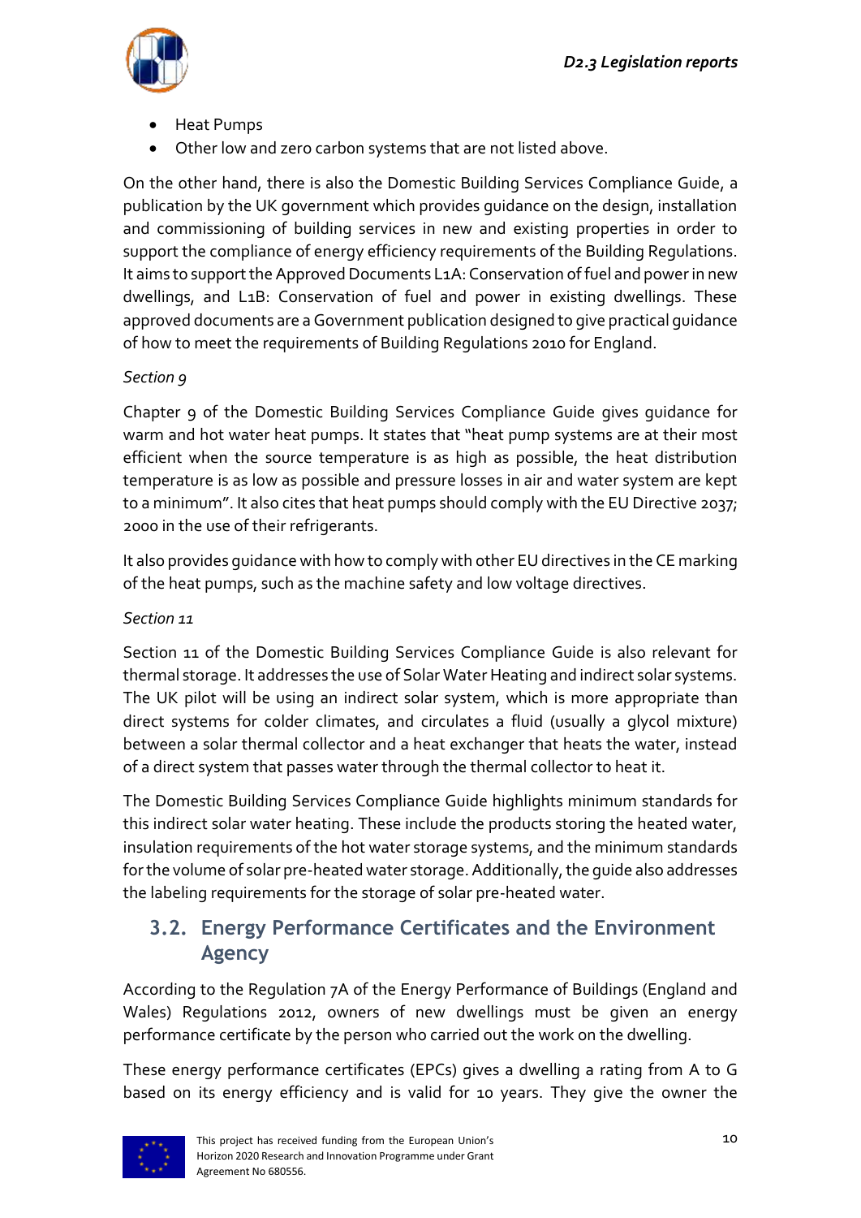- Heat Pumps
- Other low and zero carbon systems that are not listed above.

On the other hand, there is also the Domestic Building Services Compliance Guide, a publication by the UK government which provides guidance on the design, installation and commissioning of building services in new and existing properties in order to support the compliance of energy efficiency requirements of the Building Regulations. It aims to support the Approved Documents L1A: Conservation of fuel and power in new dwellings, and L1B: Conservation of fuel and power in existing dwellings. These approved documents are a Government publication designed to give practical guidance of how to meet the requirements of Building Regulations 2010 for England.

*Section 9*

Chapter 9 of the Domestic Building Services Compliance Guide gives guidance for warm and hot water heat pumps. It states that "heat pump systems are at their most efficient when the source temperature is as high as possible, the heat distribution temperature is as low as possible and pressure losses in air and water system are kept to a minimum". It also cites that heat pumps should comply with the EU Directive 2037; 2000 in the use of their refrigerants.

It also provides guidance with how to comply with other EU directives in the CE marking of the heat pumps, such as the machine safety and low voltage directives.

*Section 11*

Section 11 of the Domestic Building Services Compliance Guide is also relevant for thermal storage. It addresses the use of Solar Water Heating and indirect solar systems. The UK pilot will be using an indirect solar system, which is more appropriate than direct systems for colder climates, and circulates a fluid (usually a glycol mixture) between a solar thermal collector and a heat exchanger that heats the water, instead of a direct system that passes water through the thermal collector to heat it.

The Domestic Building Services Compliance Guide highlights minimum standards for this indirect solar water heating. These include the products storing the heated water, insulation requirements of the hot water storage systems, and the minimum standards for the volume of solar pre-heated water storage. Additionally, the guide also addresses the labeling requirements for the storage of solar pre-heated water.

## 3.2. Energy Performance Certificates and the Environment Agency

According to the Regulation 7A of the Energy Performance of Buildings (England and Wales) Regulations 2012, owners of new dwellings must be given an energy performance certificate by the person who carried out the work on the dwelling.

These energy performance certificates (EPCs) gives a dwelling a rating from A to G based on its energy efficiency and is valid for 10 years. They give the owner the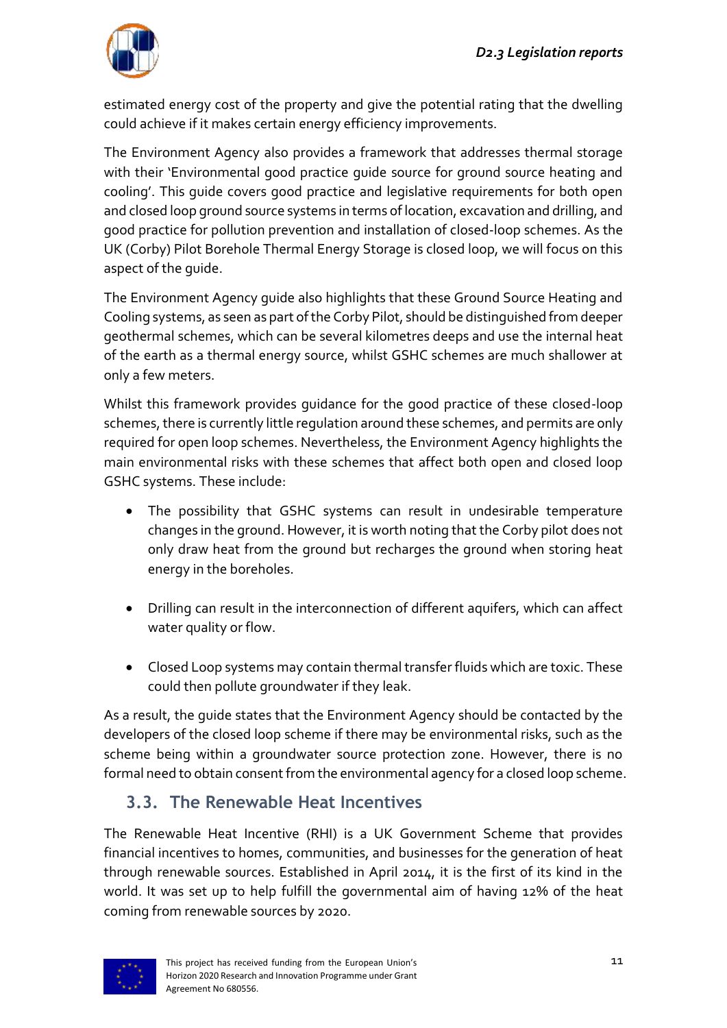estimated energy cost of the property and give the potential rating that the dwelling could achieve if it makes certain energy efficiency improvements.

The Environment Agency also provides a framework that addresses thermal storage with their 'Environmental good practice guide source for ground source heating and cooling'. This guide covers good practice and legislative requirements for both open and closed loop ground source systems in terms of location, excavation and drilling, and good practice for pollution prevention and installation of closed-loop schemes. As the UK (Corby) Pilot Borehole Thermal Energy Storage is closed loop, we will focus on this aspect of the guide.

The Environment Agency guide also highlights that these Ground Source Heating and Cooling systems, as seen as part of the Corby Pilot, should be distinguished from deeper geothermal schemes, which can be several kilometres deeps and use the internal heat of the earth as a thermal energy source, whilst GSHC schemes are much shallower at only a few meters.

Whilst this framework provides guidance for the good practice of these closed-loop schemes, there is currently little regulation around these schemes, and permits are only required for open loop schemes. Nevertheless, the Environment Agency highlights the main environmental risks with these schemes that affect both open and closed loop GSHC systems. These include:

- The possibility that GSHC systems can result in undesirable temperature changes in the ground. However, it is worth noting that the Corby pilot does not only draw heat from the ground but recharges the ground when storing heat energy in the boreholes.
- Drilling can result in the interconnection of different aquifers, which can affect water quality or flow.
- Closed Loop systems may contain thermal transfer fluids which are toxic. These could then pollute groundwater if they leak.

As a result, the guide states that the Environment Agency should be contacted by the developers of the closed loop scheme if there may be environmental risks, such as the scheme being within a groundwater source protection zone. However, there is no formal need to obtain consent from the environmental agency for a closed loop scheme.

## 3.3. The Renewable Heat Incentives

The Renewable Heat Incentive (RHI) is a UK Government Scheme that provides financial incentives to homes, communities, and businesses for the generation of heat through renewable sources. Established in April 2014, it is the first of its kind in the world. It was set up to help fulfill the governmental aim of having 12% of the heat coming from renewable sources by 2020.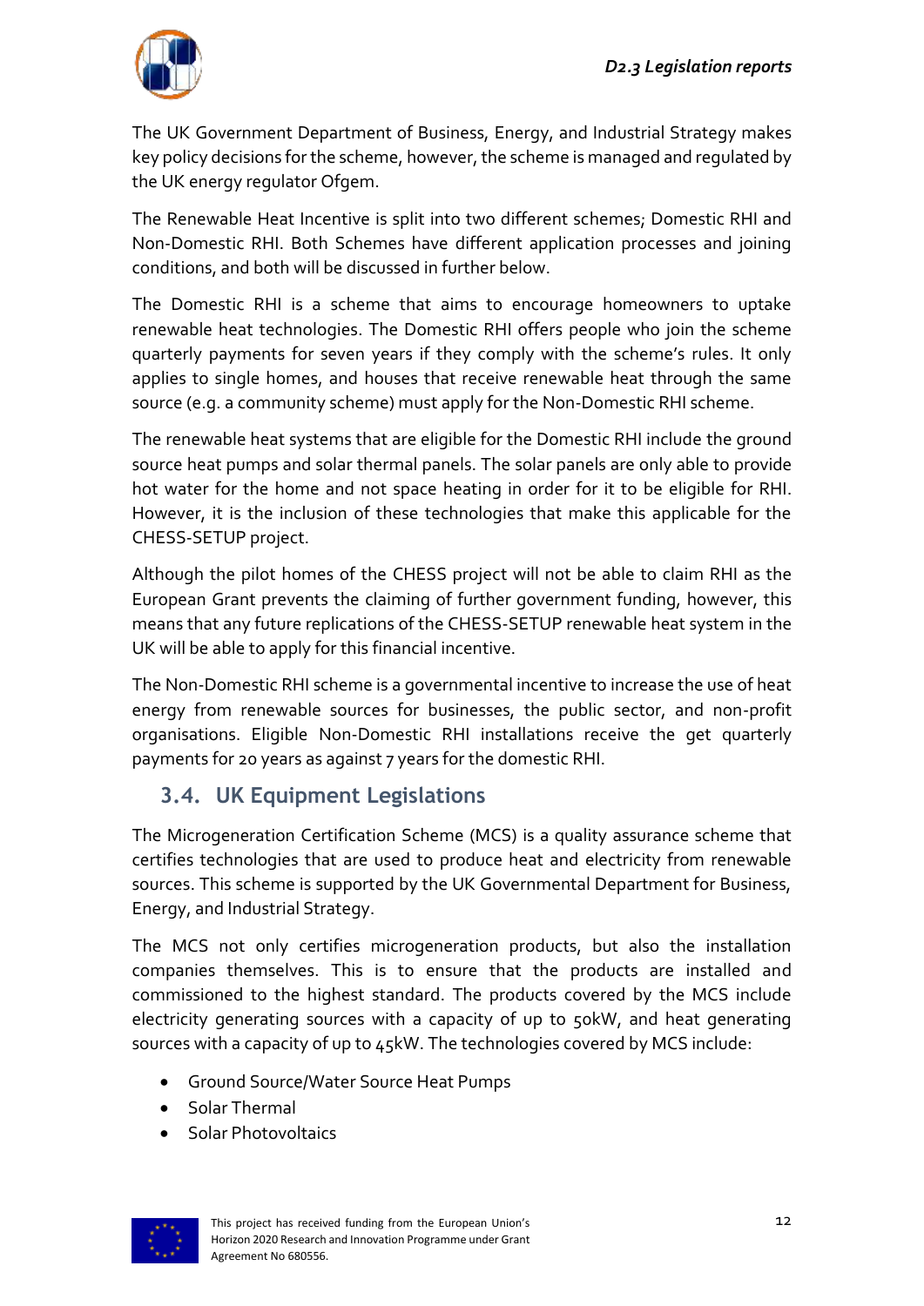The UK Government Department of Business, Energy, and Industrial Strategy makes key policy decisions for the scheme, however, the scheme is managed and regulated by the UK energy regulator Ofgem.

The Renewable Heat Incentive is split into two different schemes; Domestic RHI and Non-Domestic RHI. Both Schemes have different application processes and joining conditions, and both will be discussed in further below.

The Domestic RHI is a scheme that aims to encourage homeowners to uptake renewable heat technologies. The Domestic RHI offers people who join the scheme quarterly payments for seven years if they comply with the scheme's rules. It only applies to single homes, and houses that receive renewable heat through the same source (e.g. a community scheme) must apply for the Non-Domestic RHI scheme.

The renewable heat systems that are eligible for the Domestic RHI include the ground source heat pumps and solar thermal panels. The solar panels are only able to provide hot water for the home and not space heating in order for it to be eligible for RHI. However, it is the inclusion of these technologies that make this applicable for the CHESS-SETUP project.

Although the pilot homes of the CHESS project will not be able to claim RHI as the European Grant prevents the claiming of further government funding, however, this means that any future replications of the CHESS-SETUP renewable heat system in the UK will be able to apply for this financial incentive.

The Non-Domestic RHI scheme is a governmental incentive to increase the use of heat energy from renewable sources for businesses, the public sector, and non-profit organisations. Eligible Non-Domestic RHI installations receive the get quarterly payments for 20 years as against 7 years for the domestic RHI.

## 3.4. UK Equipment Legislations

The Microgeneration Certification Scheme (MCS) is a quality assurance scheme that certifies technologies that are used to produce heat and electricity from renewable sources. This scheme is supported by the UK Governmental Department for Business, Energy, and Industrial Strategy.

The MCS not only certifies microgeneration products, but also the installation companies themselves. This is to ensure that the products are installed and commissioned to the highest standard. The products covered by the MCS include electricity generating sources with a capacity of up to 50kW, and heat generating sources with a capacity of up to 45kW. The technologies covered by MCS include:

- Ground Source/Water Source Heat Pumps
- Solar Thermal
- Solar Photovoltaics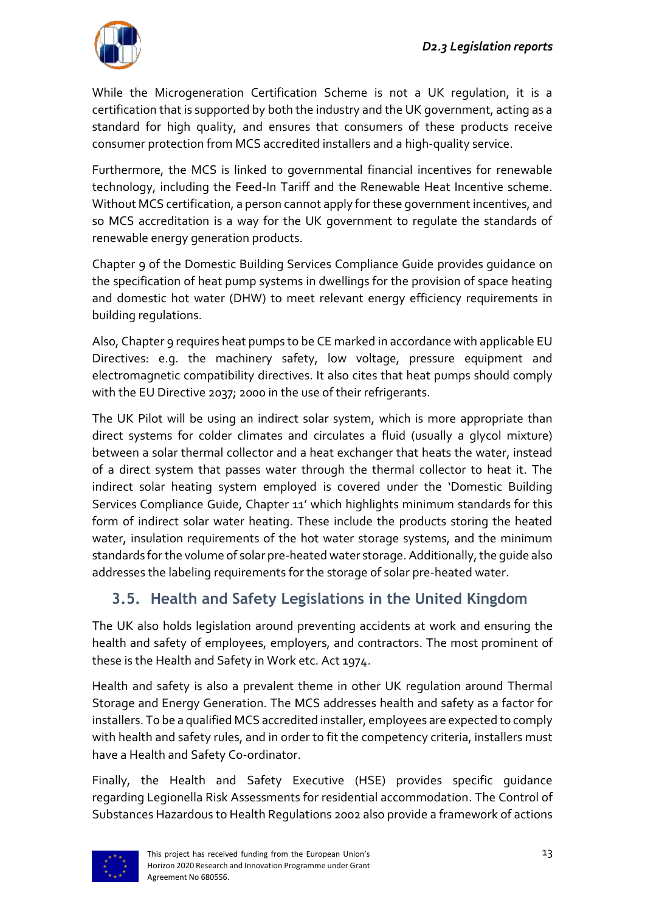While the Microgeneration Certification Scheme is not a UK regulation, it is a certification that is supported by both the industry and the UK government, acting as a standard for high quality, and ensures that consumers of these products receive consumer protection from MCS accredited installers and a high-quality service.

Furthermore, the MCS is linked to governmental financial incentives for renewable technology, including the Feed-In Tariff and the Renewable Heat Incentive scheme. Without MCS certification, a person cannot apply for these government incentives, and so MCS accreditation is a way for the UK government to regulate the standards of renewable energy generation products.

Chapter 9 of the Domestic Building Services Compliance Guide provides guidance on the specification of heat pump systems in dwellings for the provision of space heating and domestic hot water (DHW) to meet relevant energy efficiency requirements in building regulations.

Also, Chapter 9 requires heat pumps to be CE marked in accordance with applicable EU Directives: e.g. the machinery safety, low voltage, pressure equipment and electromagnetic compatibility directives. It also cites that heat pumps should comply with the EU Directive 2037; 2000 in the use of their refrigerants.

The UK Pilot will be using an indirect solar system, which is more appropriate than direct systems for colder climates and circulates a fluid (usually a glycol mixture) between a solar thermal collector and a heat exchanger that heats the water, instead of a direct system that passes water through the thermal collector to heat it. The indirect solar heating system employed is covered under the 'Domestic Building Services Compliance Guide, Chapter 11' which highlights minimum standards for this form of indirect solar water heating. These include the products storing the heated water, insulation requirements of the hot water storage systems, and the minimum standards for the volume of solar pre-heated water storage. Additionally, the guide also addresses the labeling requirements for the storage of solar pre-heated water.

## 3.5. Health and Safety Legislations in the United Kingdom

The UK also holds legislation around preventing accidents at work and ensuring the health and safety of employees, employers, and contractors. The most prominent of these is the Health and Safety in Work etc. Act 1974.

Health and safety is also a prevalent theme in other UK regulation around Thermal Storage and Energy Generation. The MCS addresses health and safety as a factor for installers. To be a qualified MCS accredited installer, employees are expected to comply with health and safety rules, and in order to fit the competency criteria, installers must have a Health and Safety Co-ordinator.

Finally, the Health and Safety Executive (HSE) provides specific guidance regarding Legionella Risk Assessments for residential accommodation. The Control of Substances Hazardous to Health Regulations 2002 also provide a framework of actions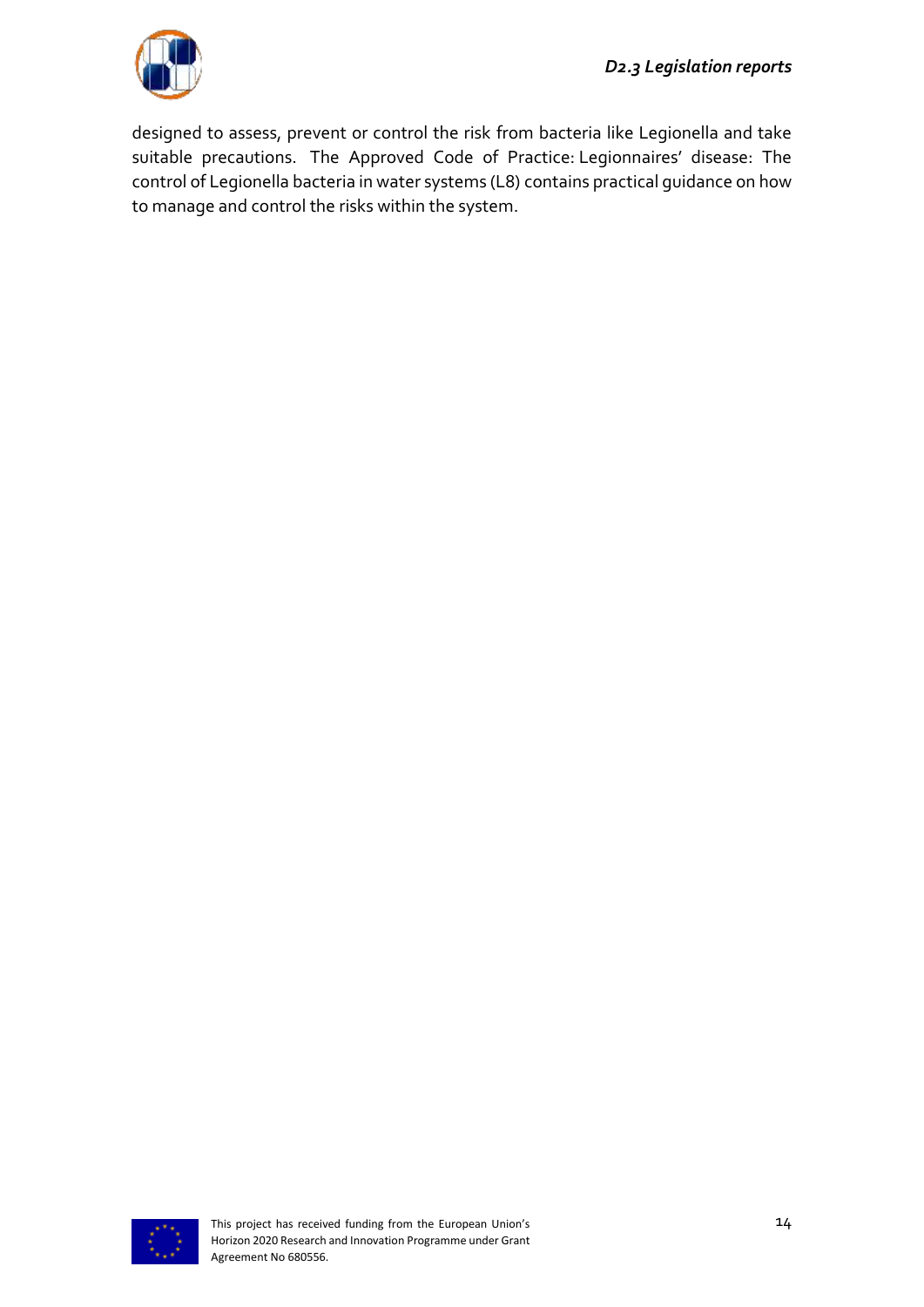designed to assess, prevent or control the risk from bacteria like Legionella and take suitable precautions. The Approved Code of Practice: Legionnaires' disease: The control of Legionella bacteria in water systems (L8) contains practical guidance on how to manage and control the risks within the system.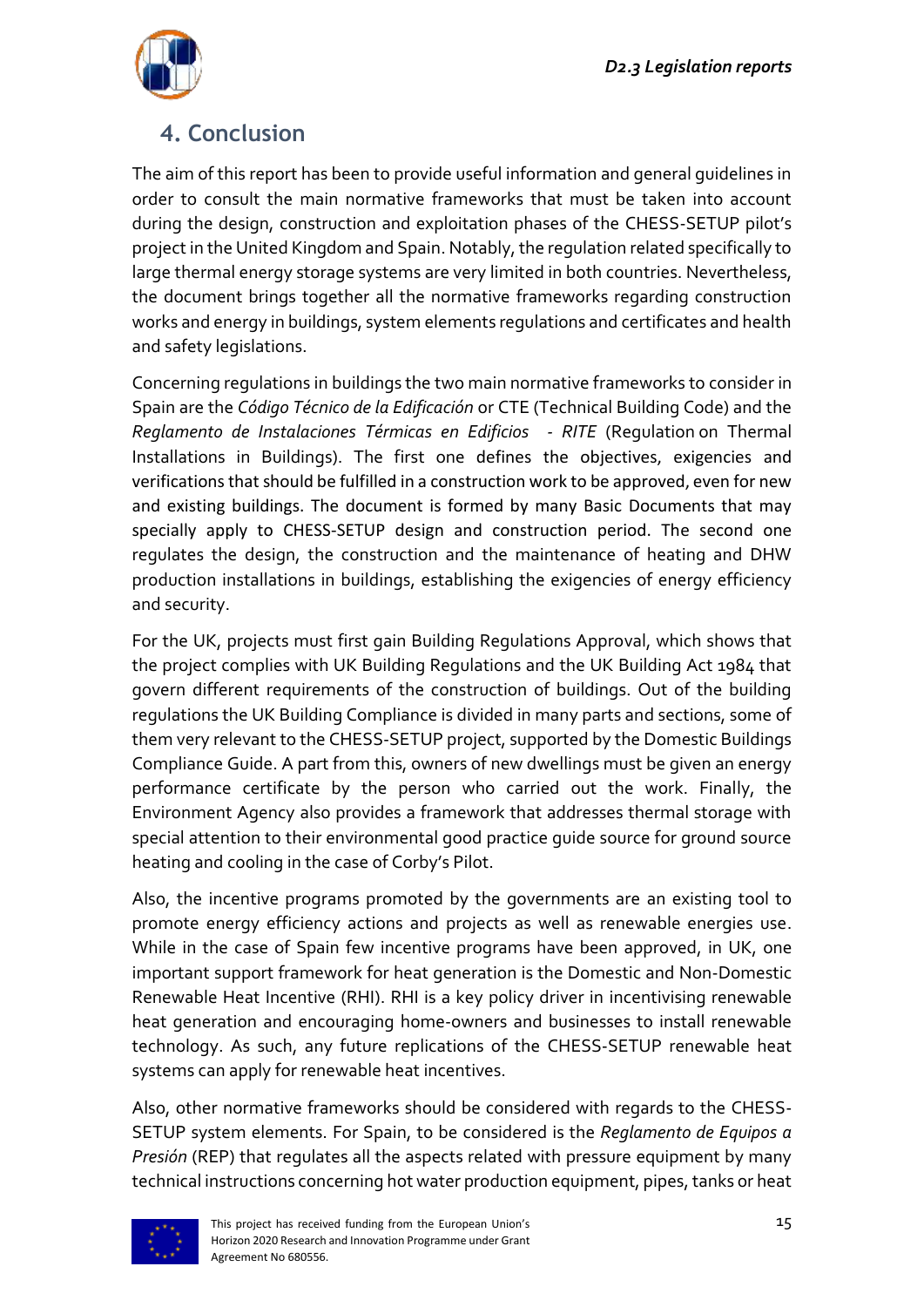## 4. Conclusion

The aim of this report has been to provide useful information and general guidelines in order to consult the main normative frameworks that must be taken into account during the design, construction and exploitation phases of the CHESS-SETUP pilot's project in the United Kingdom and Spain. Notably, the regulation related specifically to large thermal energy storage systems are very limited in both countries. Nevertheless, the document brings together all the normative frameworks regarding construction works and energy in buildings, system elements regulations and certificates and health and safety legislations.

Concerning regulations in buildings the two main normative frameworks to consider in Spain are the *Código Técnico de la Edificación* or CTE (Technical Building Code) and the *Reglamento de Instalaciones Térmicas en Edificios - RITE* (Regulation on Thermal Installations in Buildings). The first one defines the objectives, exigencies and verifications that should be fulfilled in a construction work to be approved, even for new and existing buildings. The document is formed by many Basic Documents that may specially apply to CHESS-SETUP design and construction period. The second one regulates the design, the construction and the maintenance of heating and DHW production installations in buildings, establishing the exigencies of energy efficiency and security.

For the UK, projects must first gain Building Regulations Approval, which shows that the project complies with UK Building Regulations and the UK Building Act 1984 that govern different requirements of the construction of buildings. Out of the building regulations the UK Building Compliance is divided in many parts and sections, some of them very relevant to the CHESS-SETUP project, supported by the Domestic Buildings Compliance Guide. A part from this, owners of new dwellings must be given an energy performance certificate by the person who carried out the work. Finally, the Environment Agency also provides a framework that addresses thermal storage with special attention to their environmental good practice guide source for ground source heating and cooling in the case of Corby's Pilot.

Also, the incentive programs promoted by the governments are an existing tool to promote energy efficiency actions and projects as well as renewable energies use. While in the case of Spain few incentive programs have been approved, in UK, one important support framework for heat generation is the Domestic and Non-Domestic Renewable Heat Incentive (RHI). RHI is a key policy driver in incentivising renewable heat generation and encouraging home-owners and businesses to install renewable technology. As such, any future replications of the CHESS-SETUP renewable heat systems can apply for renewable heat incentives.

Also, other normative frameworks should be considered with regards to the CHESS-SETUP system elements. For Spain, to be considered is the *Reglamento de Equipos a Presión* (REP) that regulates all the aspects related with pressure equipment by many technical instructions concerning hot water production equipment, pipes, tanks or heat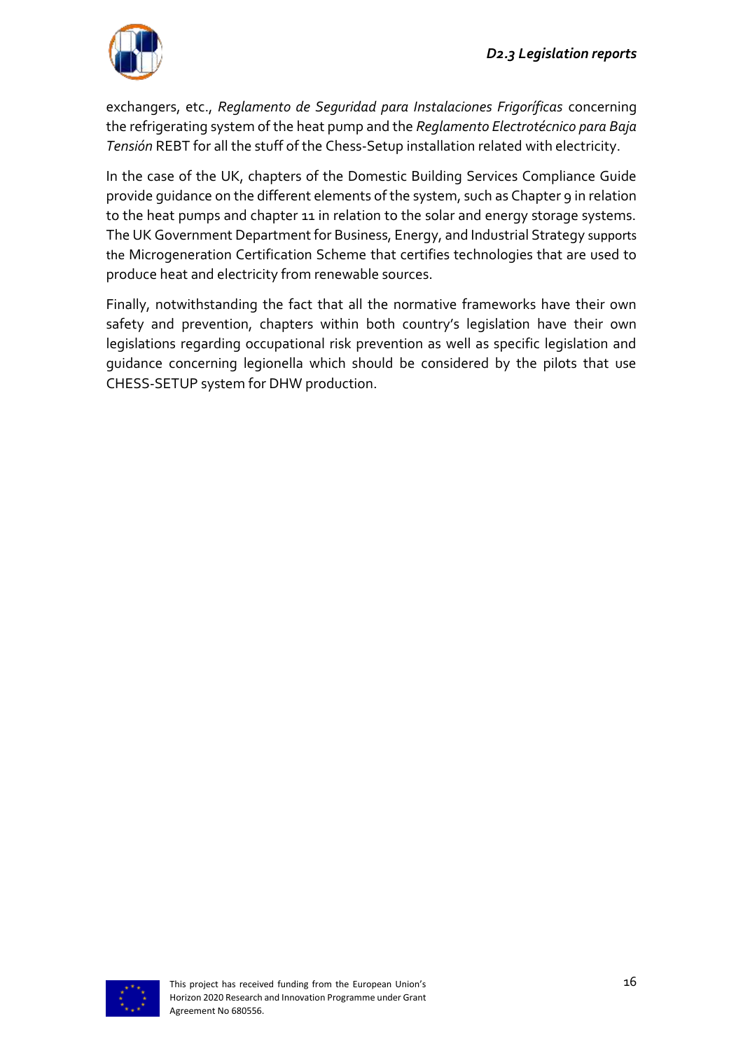exchangers, etc., *Reglamento de Seguridad para Instalaciones Frigoríficas* concerning the refrigerating system of the heat pump and the *Reglamento Electrotécnico para Baja Tensión* REBT for all the stuff of the Chess-Setup installation related with electricity.

In the case of the UK, chapters of the Domestic Building Services Compliance Guide provide guidance on the different elements of the system, such as Chapter 9 in relation to the heat pumps and chapter 11 in relation to the solar and energy storage systems. The UK Government Department for Business, Energy, and Industrial Strategy supports the Microgeneration Certification Scheme that certifies technologies that are used to produce heat and electricity from renewable sources.

Finally, notwithstanding the fact that all the normative frameworks have their own safety and prevention, chapters within both country's legislation have their own legislations regarding occupational risk prevention as well as specific legislation and guidance concerning legionella which should be considered by the pilots that use CHESS-SETUP system for DHW production.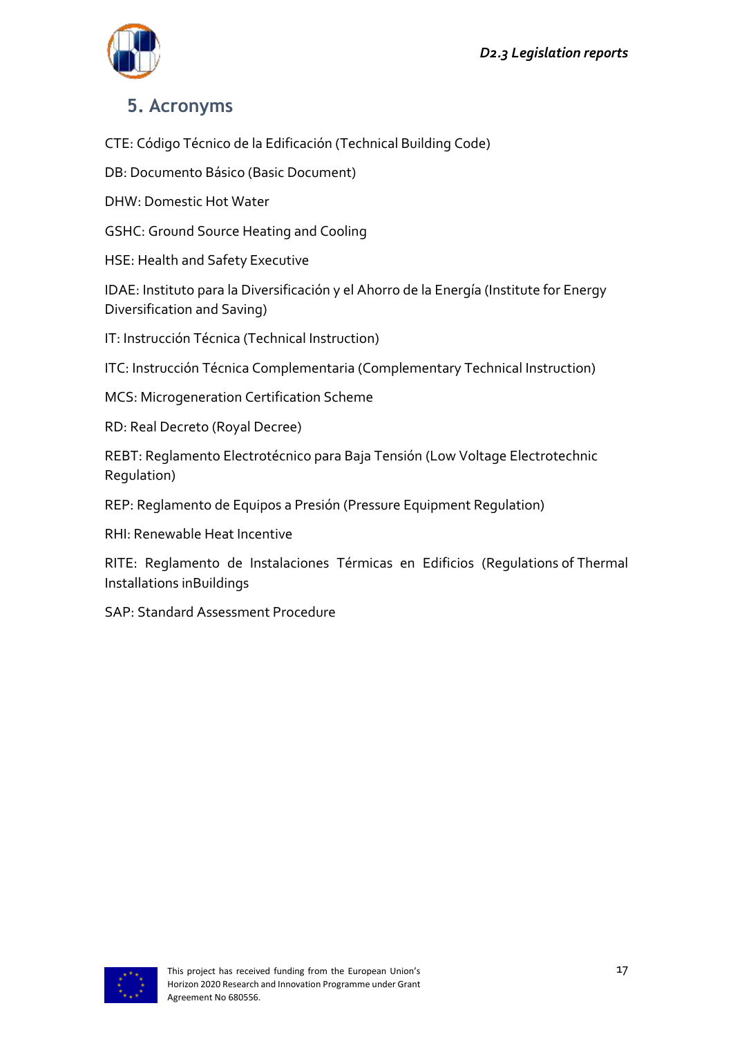# 5. Acronyms

CTE: Código Técnico de la Edificación (Technical Building Code)

DB: Documento Básico (Basic Document)

DHW: Domestic Hot Water

GSHC: Ground Source Heating and Cooling

HSE: Health and Safety Executive

IDAE: Instituto para la Diversificación y el Ahorro de la Energía (Institute for Energy Diversification and Saving)

IT: Instrucción Técnica (Technical Instruction)

ITC: Instrucción Técnica Complementaria (Complementary Technical Instruction)

MCS: Microgeneration Certification Scheme

RD: Real Decreto (Royal Decree)

REBT: Reglamento Electrotécnico para Baja Tensión (Low Voltage Electrotechnic Regulation)

REP: Reglamento de Equipos a Presión (Pressure Equipment Regulation)

RHI: Renewable Heat Incentive

RITE: Reglamento de Instalaciones Térmicas en Edificios (Regulations of Thermal Installations inBuildings

SAP: Standard Assessment Procedure

This project has received funding from the European Union's Horizon 2020 Research and Innovation Programme under Grant Agreement No 680556.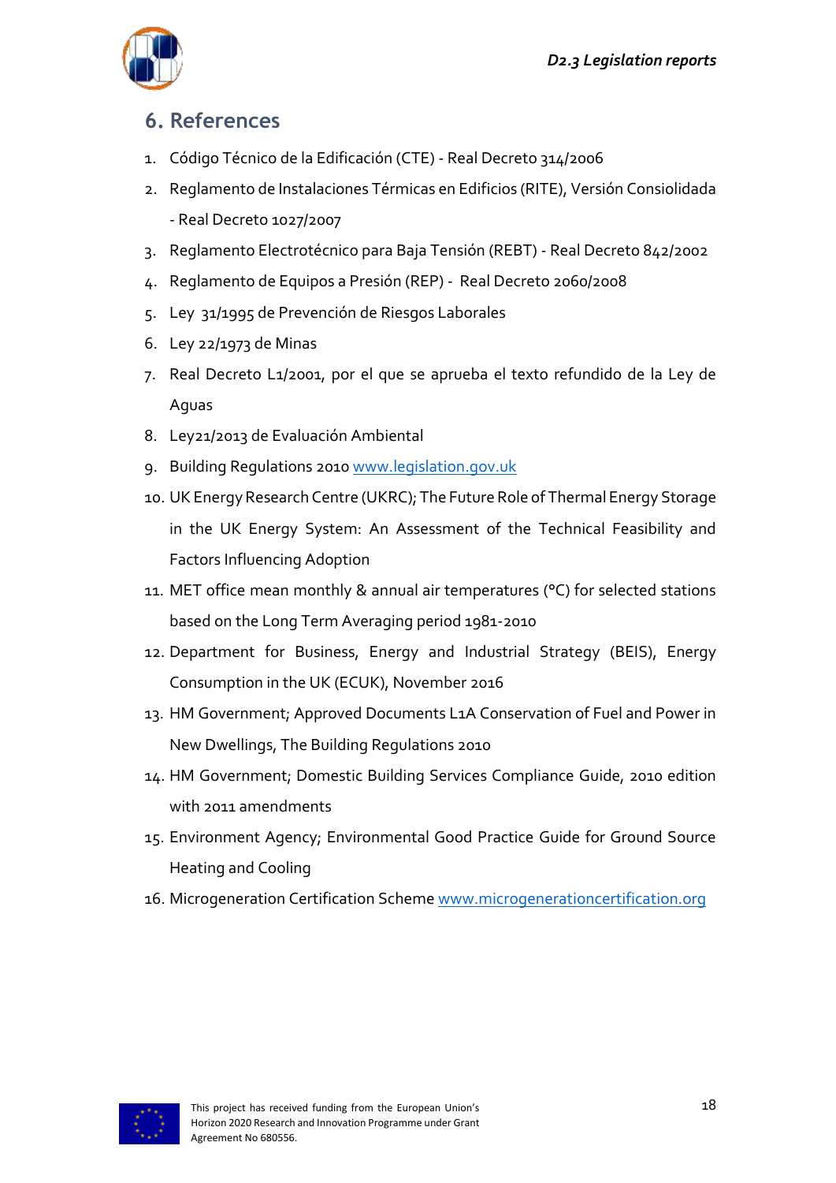## 6. References

1. Código Técnico de la Edificación (CTE) - Real Decreto 314/2006
2. Reglamento de Instalaciones Térmicas en Edificios (RITE), Versión Consiolidada - Real Decreto 1027/2007
3. Reglamento Electrotécnico para Baja Tensión (REBT) - Real Decreto 842/2002
4. Reglamento de Equipos a Presión (REP) - Real Decreto 2060/2008
5. Ley 31/1995 de Prevención de Riesgos Laborales
6. Ley 22/1973 de Minas
7. Real Decreto L1/2001, por el que se aprueba el texto refundido de la Ley de Aguas
8. Ley21/2013 de Evaluación Ambiental
9. Building Regulations 2010 [www.legislation.gov.uk](http://www.legislation.gov.uk)
10. UK Energy Research Centre (UKRC); The Future Role of Thermal Energy Storage in the UK Energy System: An Assessment of the Technical Feasibility and Factors Influencing Adoption
11. MET office mean monthly & annual air temperatures (°C) for selected stations based on the Long Term Averaging period 1981-2010
12. Department for Business, Energy and Industrial Strategy (BEIS), Energy Consumption in the UK (ECUK), November 2016
13. HM Government; Approved Documents L1A Conservation of Fuel and Power in New Dwellings, The Building Regulations 2010
14. HM Government; Domestic Building Services Compliance Guide, 2010 edition with 2011 amendments
15. Environment Agency; Environmental Good Practice Guide for Ground Source Heating and Cooling
16. Microgeneration Certification Scheme [www.microgenerationcertification.org](http://www.microgenerationcertification.org)

This project has received funding from the European Union's Horizon 2020 Research and Innovation Programme under Grant Agreement No 680556.